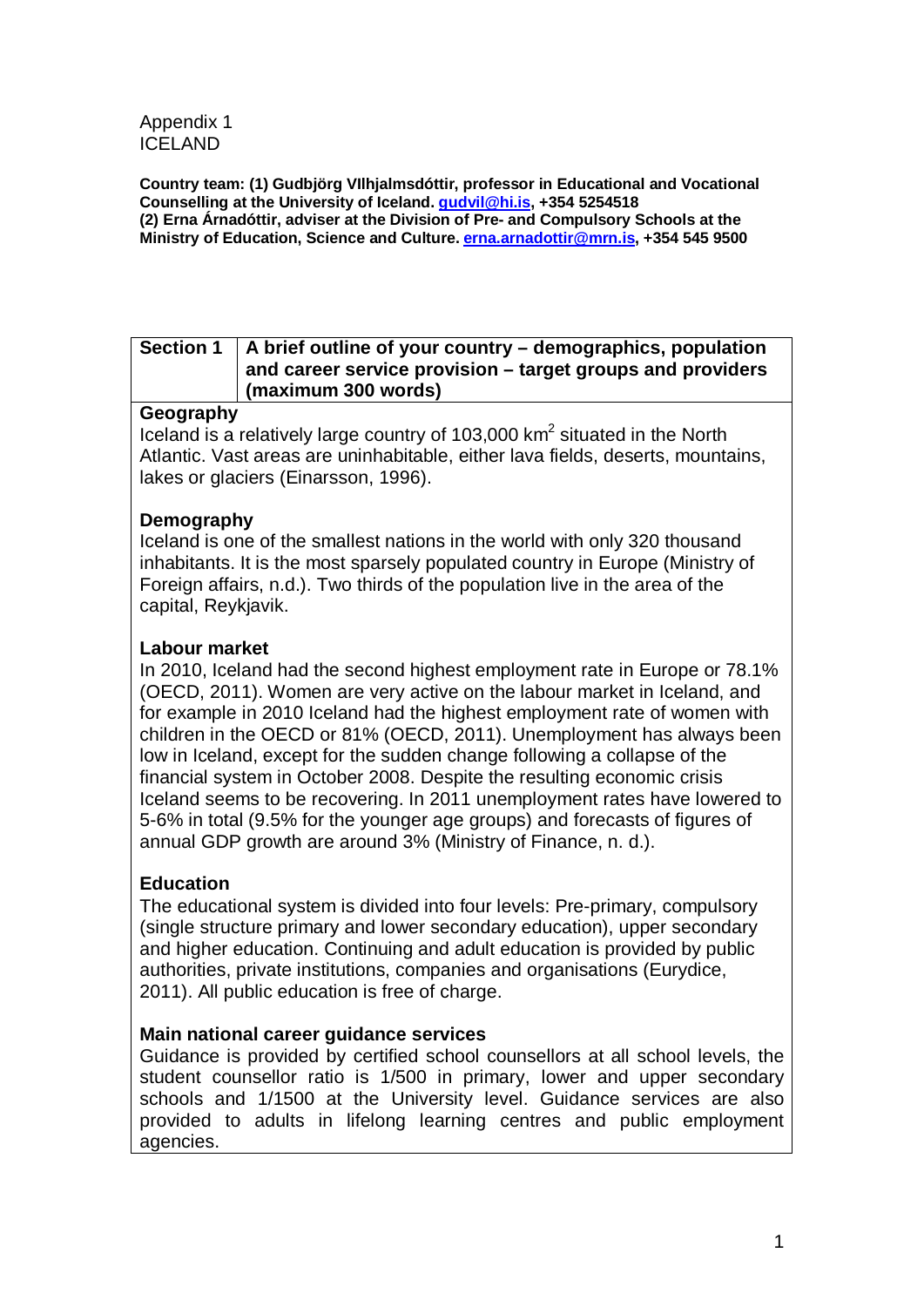Appendix 1
ICELAND

**Country team: (1) Gudbjörg Vilhjalmsdóttir, professor in Educational and Vocational Counselling at the University of Iceland. gudvil@hi.is, +354 5254518**
**(2) Erna Árnadóttir, adviser at the Division of Pre- and Compulsory Schools at the Ministry of Education, Science and Culture. erna.arnadottir@mrn.is, +354 545 9500**

| Section 1 | A brief outline of your country – demographics, population and career service provision – target groups and providers (maximum 300 words) |
| --- | --- |

**Geography**
Iceland is a relatively large country of 103,000 km$^2$ situated in the North Atlantic. Vast areas are uninhabitable, either lava fields, deserts, mountains, lakes or glaciers (Einarsson, 1996).

**Demography**
Iceland is one of the smallest nations in the world with only 320 thousand inhabitants. It is the most sparsely populated country in Europe (Ministry of Foreign affairs, n.d.). Two thirds of the population live in the area of the capital, Reykjavik.

**Labour market**
In 2010, Iceland had the second highest employment rate in Europe or 78.1% (OECD, 2011). Women are very active on the labour market in Iceland, and for example in 2010 Iceland had the highest employment rate of women with children in the OECD or 81% (OECD, 2011). Unemployment has always been low in Iceland, except for the sudden change following a collapse of the financial system in October 2008. Despite the resulting economic crisis Iceland seems to be recovering. In 2011 unemployment rates have lowered to 5-6% in total (9.5% for the younger age groups) and forecasts of figures of annual GDP growth are around 3% (Ministry of Finance, n. d.).

**Education**
The educational system is divided into four levels: Pre-primary, compulsory (single structure primary and lower secondary education), upper secondary and higher education. Continuing and adult education is provided by public authorities, private institutions, companies and organisations (Eurydice, 2011). All public education is free of charge.

**Main national career guidance services**
Guidance is provided by certified school counsellors at all school levels, the student counsellor ratio is 1/500 in primary, lower and upper secondary schools and 1/1500 at the University level. Guidance services are also provided to adults in lifelong learning centres and public employment agencies.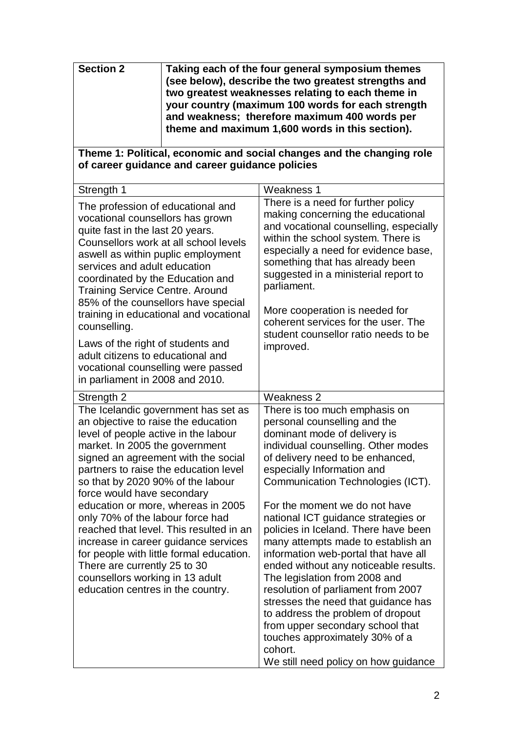| **Section 2** | **Taking each of the four general symposium themes (see below), describe the two greatest strengths and two greatest weaknesses relating to each theme in your country (maximum 100 words for each strength and weakness; therefore maximum 400 words per theme and maximum 1,600 words in this section).** |
|---|---|

**Theme 1: Political, economic and social changes and the changing role of career guidance and career guidance policies**

| Strength 1 | Weakness 1 |
|---|---|
| The profession of educational and vocational counsellors has grown quite fast in the last 20 years. Counsellors work at all school levels aswell as within puplic employment services and adult education coordinated by the Education and Training Service Centre. Around 85% of the counsellors have special training in educational and vocational counselling.<br><br>Laws of the right of students and adult citizens to educational and vocational counselling were passed in parliament in 2008 and 2010. | There is a need for further policy making concerning the educational and vocational counselling, especially within the school system. There is especially a need for evidence base, something that has already been suggested in a ministerial report to parliament.<br><br>More cooperation is needed for coherent services for the user. The student counsellor ratio needs to be improved. |
| **Strength 2** | **Weakness 2** |
| The Icelandic government has set as an objective to raise the education level of people active in the labour market. In 2005 the government signed an agreement with the social partners to raise the education level so that by 2020 90% of the labour force would have secondary education or more, whereas in 2005 only 70% of the labour force had reached that level. This resulted in an increase in career guidance services for people with little formal education. There are currently 25 to 30 counsellors working in 13 adult education centres in the country. | There is too much emphasis on personal counselling and the dominant mode of delivery is individual counselling. Other modes of delivery need to be enhanced, especially Information and Communication Technologies (ICT).<br><br>For the moment we do not have national ICT guidance strategies or policies in Iceland. There have been many attempts made to establish an information web-portal that have all ended without any noticeable results. The legislation from 2008 and resolution of parliament from 2007 stresses the need that guidance has to address the problem of dropout from upper secondary school that touches approximately 30% of a cohort.<br>We still need policy on how guidance |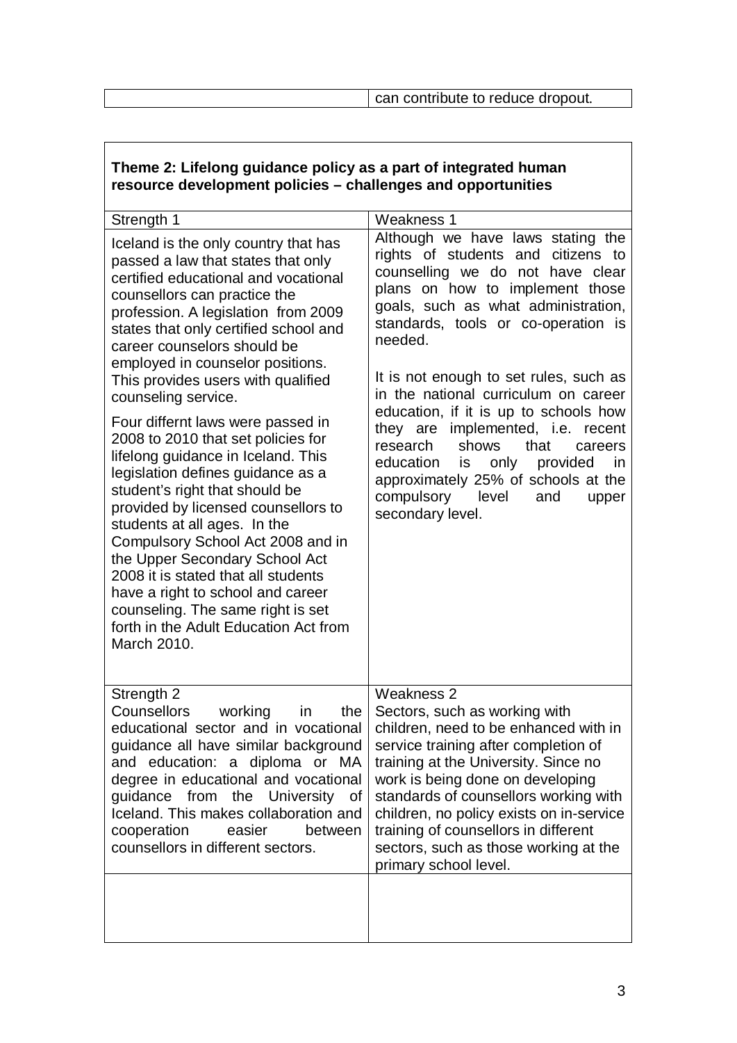| | can contribute to reduce dropout. |
|---|---|

**Theme 2: Lifelong guidance policy as a part of integrated human resource development policies – challenges and opportunities**

| Strength 1 | Weakness 1 |
|---|---|
| Iceland is the only country that has passed a law that states that only certified educational and vocational counsellors can practice the profession. A legislation from 2009 states that only certified school and career counselors should be employed in counselor positions. This provides users with qualified counseling service.<br><br>Four differnt laws were passed in 2008 to 2010 that set policies for lifelong guidance in Iceland. This legislation defines guidance as a student's right that should be provided by licensed counsellors to students at all ages. In the Compulsory School Act 2008 and in the Upper Secondary School Act 2008 it is stated that all students have a right to school and career counseling. The same right is set forth in the Adult Education Act from March 2010. | Although we have laws stating the rights of students and citizens to counselling we do not have clear plans on how to implement those goals, such as what administration, standards, tools or co-operation is needed.<br><br>It is not enough to set rules, such as in the national curriculum on career education, if it is up to schools how they are implemented, i.e. recent research shows that careers education is only provided in approximately 25% of schools at the compulsory level and upper secondary level. |
| Strength 2<br>Counsellors working in the educational sector and in vocational guidance all have similar background and education: a diploma or MA degree in educational and vocational guidance from the University of Iceland. This makes collaboration and cooperation easier between counsellors in different sectors. | Weakness 2<br>Sectors, such as working with children, need to be enhanced with in service training after completion of training at the University. Since no work is being done on developing standards of counsellors working with children, no policy exists on in-service training of counsellors in different sectors, such as those working at the primary school level. |
| | |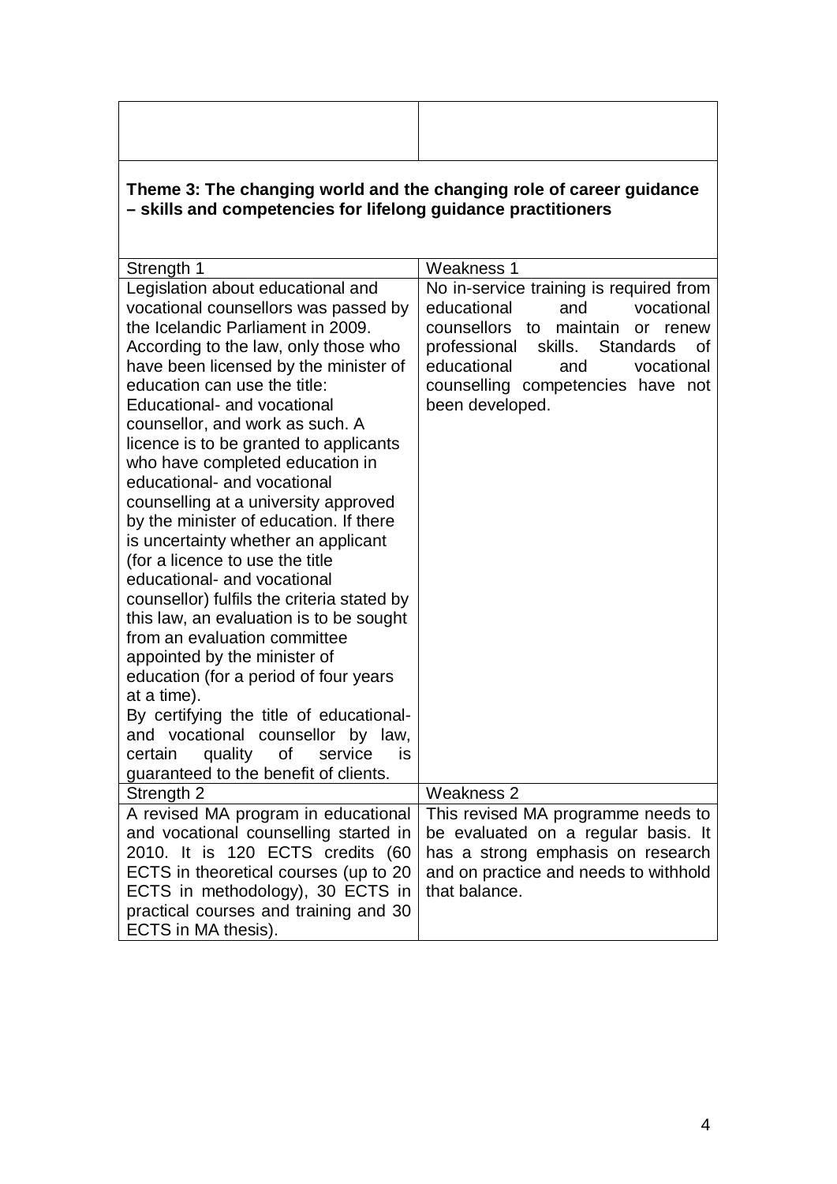| | |
|---|---|
| | |
| **Theme 3: The changing world and the changing role of career guidance – skills and competencies for lifelong guidance practitioners** | |
| Strength 1 | Weakness 1 |
| Legislation about educational and vocational counsellors was passed by the Icelandic Parliament in 2009. According to the law, only those who have been licensed by the minister of education can use the title: Educational- and vocational counsellor, and work as such. A licence is to be granted to applicants who have completed education in educational- and vocational counselling at a university approved by the minister of education. If there is uncertainty whether an applicant (for a licence to use the title educational- and vocational counsellor) fulfils the criteria stated by this law, an evaluation is to be sought from an evaluation committee appointed by the minister of education (for a period of four years at a time).<br>By certifying the title of educational- and vocational counsellor by law, certain quality of service is guaranteed to the benefit of clients. | No in-service training is required from educational and vocational counsellors to maintain or renew professional skills. Standards of educational and vocational counselling competencies have not been developed. |
| Strength 2 | Weakness 2 |
| A revised MA program in educational and vocational counselling started in 2010. It is 120 ECTS credits (60 ECTS in theoretical courses (up to 20 ECTS in methodology), 30 ECTS in practical courses and training and 30 ECTS in MA thesis). | This revised MA programme needs to be evaluated on a regular basis. It has a strong emphasis on research and on practice and needs to withhold that balance. |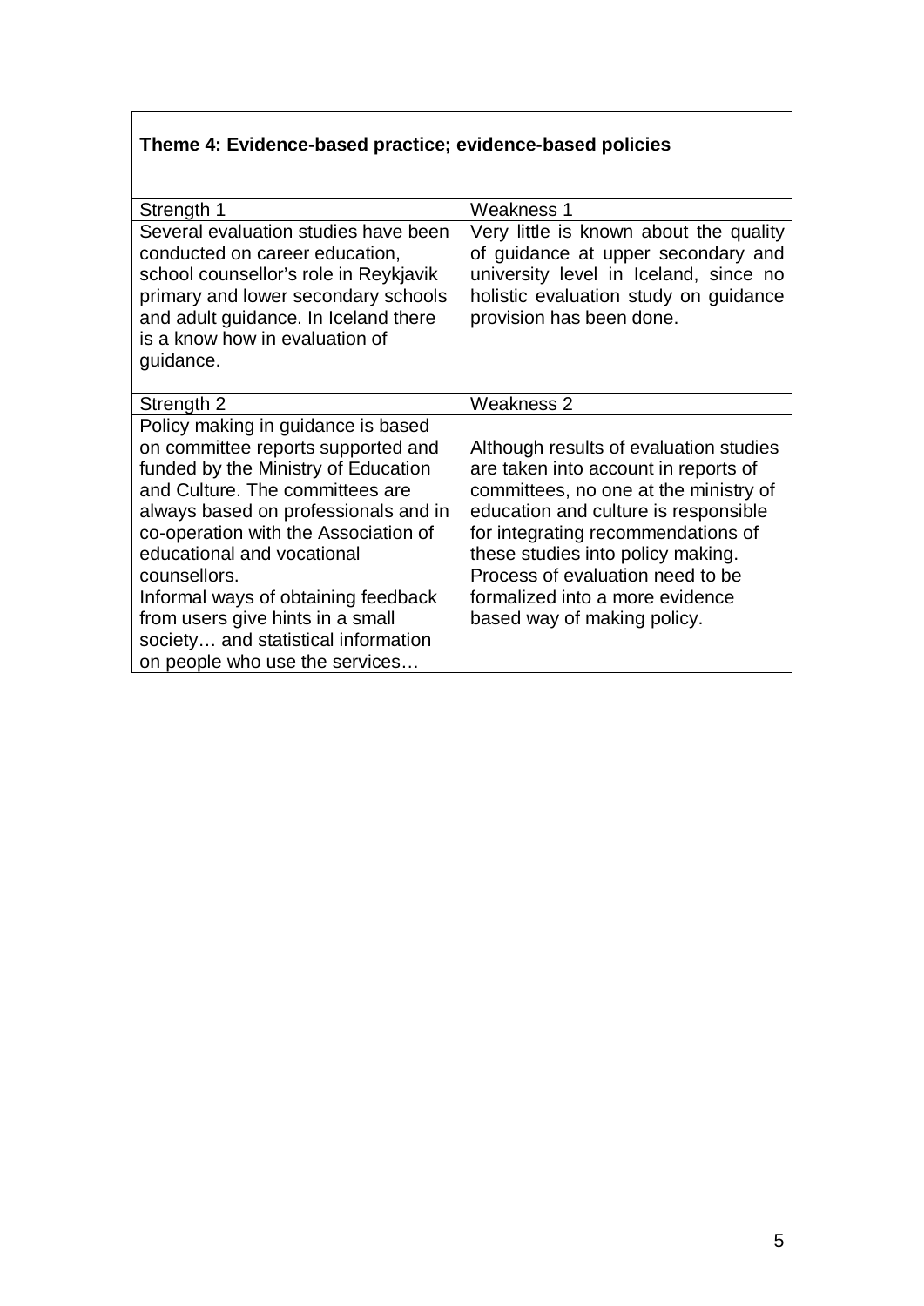| **Theme 4: Evidence-based practice; evidence-based policies** | |
|---|---|
| Strength 1 | Weakness 1 |
| Several evaluation studies have been conducted on career education, school counsellor's role in Reykjavik primary and lower secondary schools and adult guidance. In Iceland there is a know how in evaluation of guidance. | Very little is known about the quality of guidance at upper secondary and university level in Iceland, since no holistic evaluation study on guidance provision has been done. |
| Strength 2 | Weakness 2 |
| Policy making in guidance is based on committee reports supported and funded by the Ministry of Education and Culture. The committees are always based on professionals and in co-operation with the Association of educational and vocational counsellors.<br>Informal ways of obtaining feedback from users give hints in a small society… and statistical information on people who use the services… | Although results of evaluation studies are taken into account in reports of committees, no one at the ministry of education and culture is responsible for integrating recommendations of these studies into policy making.<br>Process of evaluation need to be formalized into a more evidence based way of making policy. |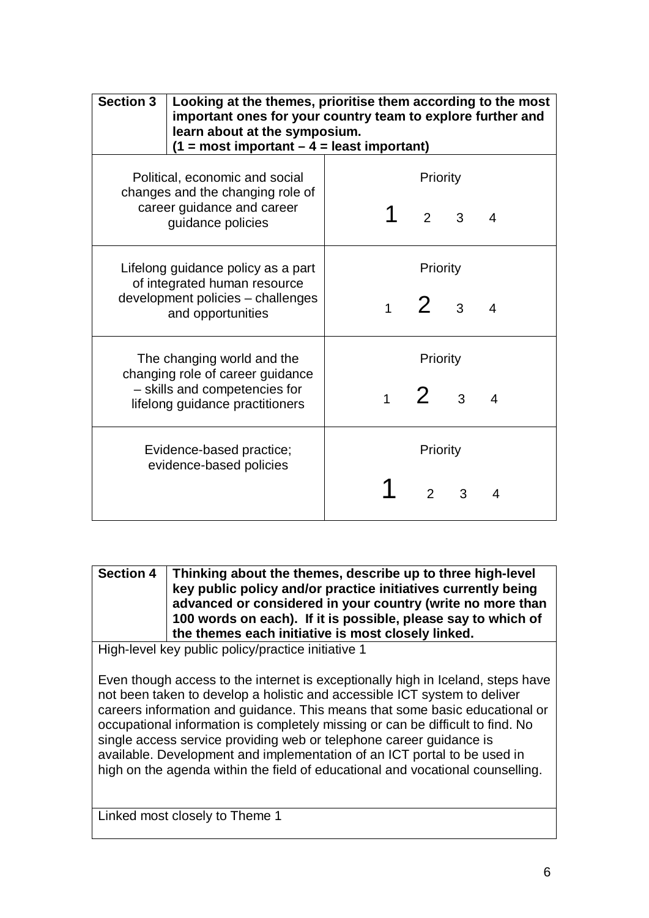| **Section 3** | **Looking at the themes, prioritise them according to the most important ones for your country team to explore further and learn about at the symposium. (1 = most important – 4 = least important)** |
|---|---|
| Political, economic and social changes and the changing role of career guidance and career guidance policies | Priority<br>**1** 2 3 4 |
| Lifelong guidance policy as a part of integrated human resource development policies – challenges and opportunities | Priority<br>1 **2** 3 4 |
| The changing world and the changing role of career guidance – skills and competencies for lifelong guidance practitioners | Priority<br>1 **2** 3 4 |
| Evidence-based practice; evidence-based policies | Priority<br>**1** 2 3 4 |

| **Section 4** | **Thinking about the themes, describe up to three high-level key public policy and/or practice initiatives currently being advanced or considered in your country (write no more than 100 words on each). If it is possible, please say to which of the themes each initiative is most closely linked.** |
|---|---|

High-level key public policy/practice initiative 1

Even though access to the internet is exceptionally high in Iceland, steps have not been taken to develop a holistic and accessible ICT system to deliver careers information and guidance. This means that some basic educational or occupational information is completely missing or can be difficult to find. No single access service providing web or telephone career guidance is available. Development and implementation of an ICT portal to be used in high on the agenda within the field of educational and vocational counselling.

Linked most closely to Theme 1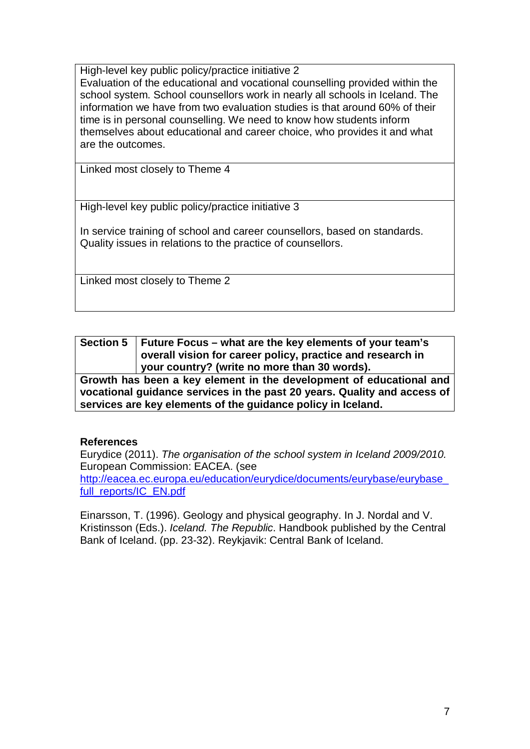| |
|---|
| High-level key public policy/practice initiative 2<br>Evaluation of the educational and vocational counselling provided within the school system. School counsellors work in nearly all schools in Iceland. The information we have from two evaluation studies is that around 60% of their time is in personal counselling. We need to know how students inform themselves about educational and career choice, who provides it and what are the outcomes. |
| Linked most closely to Theme 4 |
| High-level key public policy/practice initiative 3<br><br>In service training of school and career counsellors, based on standards. Quality issues in relations to the practice of counsellors. |
| Linked most closely to Theme 2 |

| **Section 5** | **Future Focus – what are the key elements of your team's overall vision for career policy, practice and research in your country? (write no more than 30 words).** |
|---|---|
| **Growth has been a key element in the development of educational and vocational guidance services in the past 20 years. Quality and access of services are key elements of the guidance policy in Iceland.** | |

**References**

Eurydice (2011). *The organisation of the school system in Iceland 2009/2010.* European Commission: EACEA. (see http://eacea.ec.europa.eu/education/eurydice/documents/eurybase/eurybase_full_reports/IC_EN.pdf

Einarsson, T. (1996). Geology and physical geography. In J. Nordal and V. Kristinsson (Eds.). *Iceland. The Republic*. Handbook published by the Central Bank of Iceland. (pp. 23-32). Reykjavik: Central Bank of Iceland.